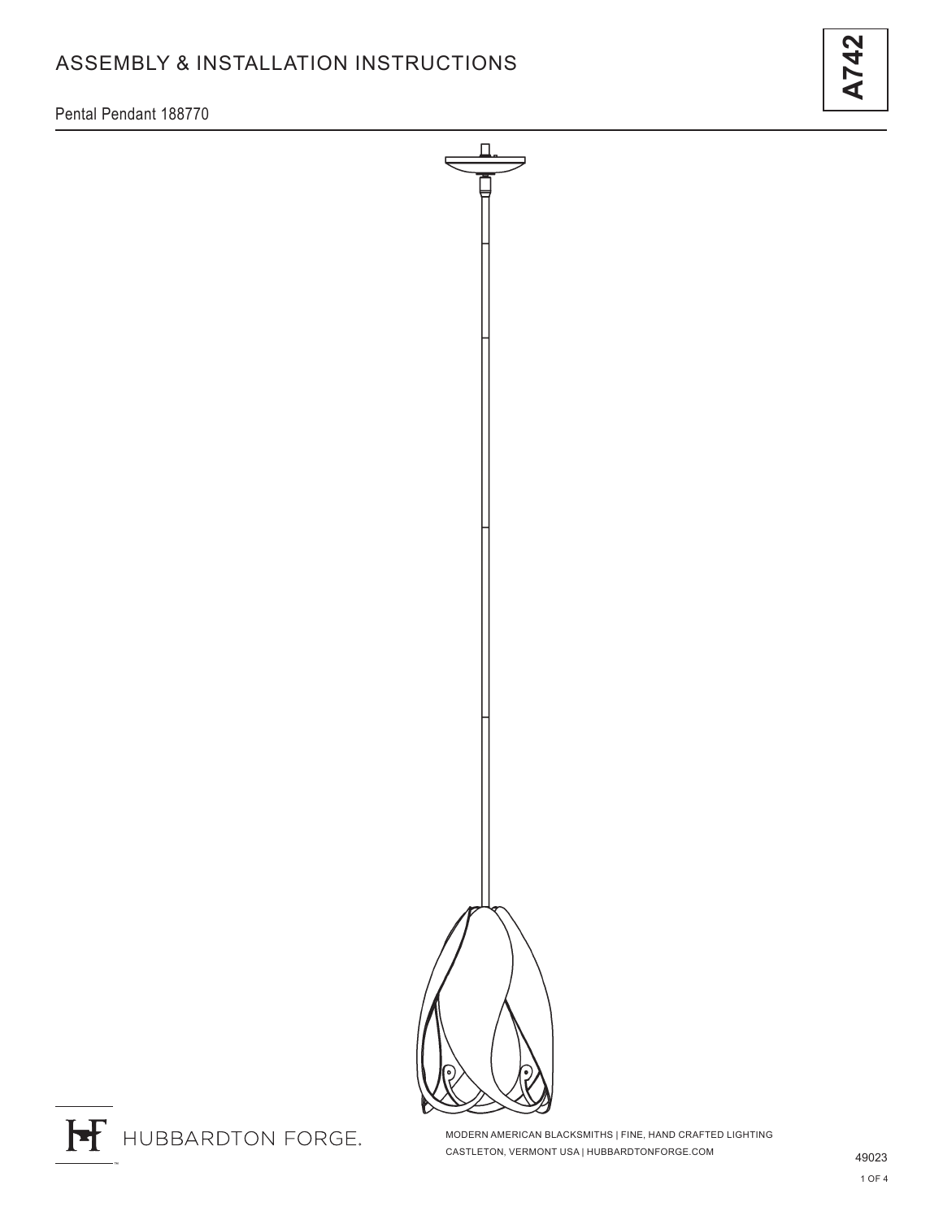# ASSEMBLY & INSTALLATION INSTRUCTIONS

**A742**

Pental Pendant 188770

HUBBARDTON FORGE.

MODERN AMERICAN BLACKSMITHS | FINE, HAND CRAFTED LIGHTING
CASTLETON, VERMONT USA | HUBBARDTONFORGE.COM

49023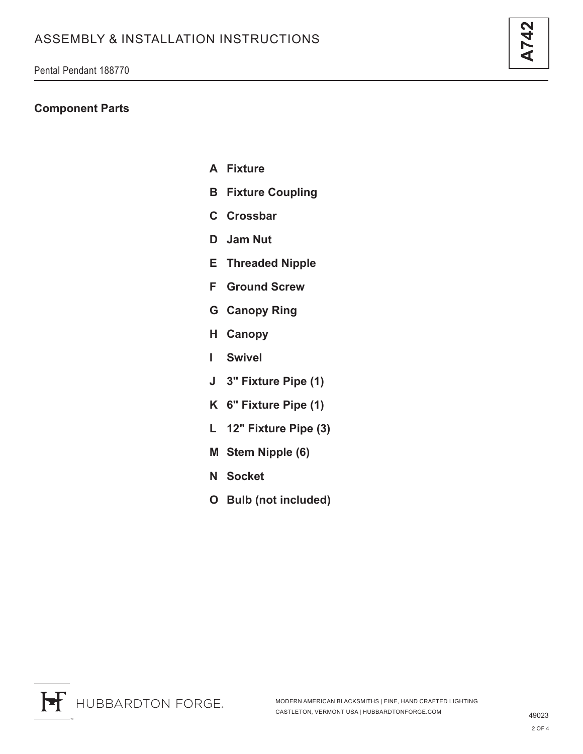## Component Parts

- **A Fixture**
- **B Fixture Coupling**
- **C Crossbar**
- **D Jam Nut**
- **E Threaded Nipple**
- **F Ground Screw**
- **G Canopy Ring**
- **H Canopy**
- **I Swivel**
- **J 3" Fixture Pipe (1)**
- **K 6" Fixture Pipe (1)**
- **L 12" Fixture Pipe (3)**
- **M Stem Nipple (6)**
- **N Socket**
- **O Bulb (not included)**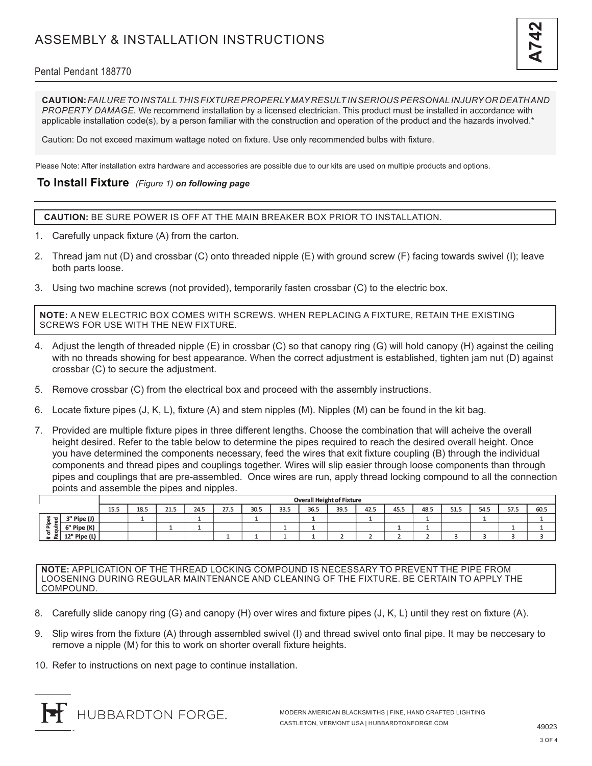# ASSEMBLY & INSTALLATION INSTRUCTIONS

**A742**

Pental Pendant 188770

**CAUTION:** *FAILURE TO INSTALL THIS FIXTURE PROPERLY MAY RESULT IN SERIOUS PERSONAL INJURY OR DEATH AND PROPERTY DAMAGE.* We recommend installation by a licensed electrician. This product must be installed in accordance with applicable installation code(s), by a person familiar with the construction and operation of the product and the hazards involved.*

Caution: Do not exceed maximum wattage noted on fixture. Use only recommended bulbs with fixture.

Please Note: After installation extra hardware and accessories are possible due to our kits are used on multiple products and options.

## To Install Fixture *(Figure 1)* ***on following page***

**CAUTION:** BE SURE POWER IS OFF AT THE MAIN BREAKER BOX PRIOR TO INSTALLATION.

1. Carefully unpack fixture (A) from the carton.
2. Thread jam nut (D) and crossbar (C) onto threaded nipple (E) with ground screw (F) facing towards swivel (I); leave both parts loose.
3. Using two machine screws (not provided), temporarily fasten crossbar (C) to the electric box.

**NOTE:** A NEW ELECTRIC BOX COMES WITH SCREWS. WHEN REPLACING A FIXTURE, RETAIN THE EXISTING SCREWS FOR USE WITH THE NEW FIXTURE.

4. Adjust the length of threaded nipple (E) in crossbar (C) so that canopy ring (G) will hold canopy (H) against the ceiling with no threads showing for best appearance. When the correct adjustment is established, tighten jam nut (D) against crossbar (C) to secure the adjustment.
5. Remove crossbar (C) from the electrical box and proceed with the assembly instructions.
6. Locate fixture pipes (J, K, L), fixture (A) and stem nipples (M). Nipples (M) can be found in the kit bag.
7. Provided are multiple fixture pipes in three different lengths. Choose the combination that will acheive the overall height desired. Refer to the table below to determine the pipes required to reach the desired overall height. Once you have determined the components necessary, feed the wires that exit fixture coupling (B) through the individual components and thread pipes and couplings together. Wires will slip easier through loose components than through pipes and couplings that are pre-assembled. Once wires are run, apply thread locking compound to all the connection points and assemble the pipes and nipples.

| | | Overall Height of Fixture | | | | | | | | | | | | | | | |
|---|---|---|---|---|---|---|---|---|---|---|---|---|---|---|---|---|---|
| | | 15.5 | 18.5 | 21.5 | 24.5 | 27.5 | 30.5 | 33.5 | 36.5 | 39.5 | 42.5 | 45.5 | 48.5 | 51.5 | 54.5 | 57.5 | 60.5 |
| # of Pipes Required | 3" Pipe (J) | | 1 | | 1 | | 1 | | 1 | | 1 | | 1 | | 1 | | 1 |
| | 6" Pipe (K) | | | 1 | 1 | | | 1 | 1 | | | 1 | 1 | | | 1 | 1 |
| | 12" Pipe (L) | | | | | 1 | 1 | 1 | 1 | 2 | 2 | 2 | 2 | 3 | 3 | 3 | 3 |

**NOTE:** APPLICATION OF THE THREAD LOCKING COMPOUND IS NECESSARY TO PREVENT THE PIPE FROM LOOSENING DURING REGULAR MAINTENANCE AND CLEANING OF THE FIXTURE. BE CERTAIN TO APPLY THE COMPOUND.

8. Carefully slide canopy ring (G) and canopy (H) over wires and fixture pipes (J, K, L) until they rest on fixture (A).
9. Slip wires from the fixture (A) through assembled swivel (I) and thread swivel onto final pipe. It may be neccesary to remove a nipple (M) for this to work on shorter overall fixture heights.
10. Refer to instructions on next page to continue installation.

HUBBARDTON FORGE.

MODERN AMERICAN BLACKSMITHS | FINE, HAND CRAFTED LIGHTING
CASTLETON, VERMONT USA | HUBBARDTONFORGE.COM

49023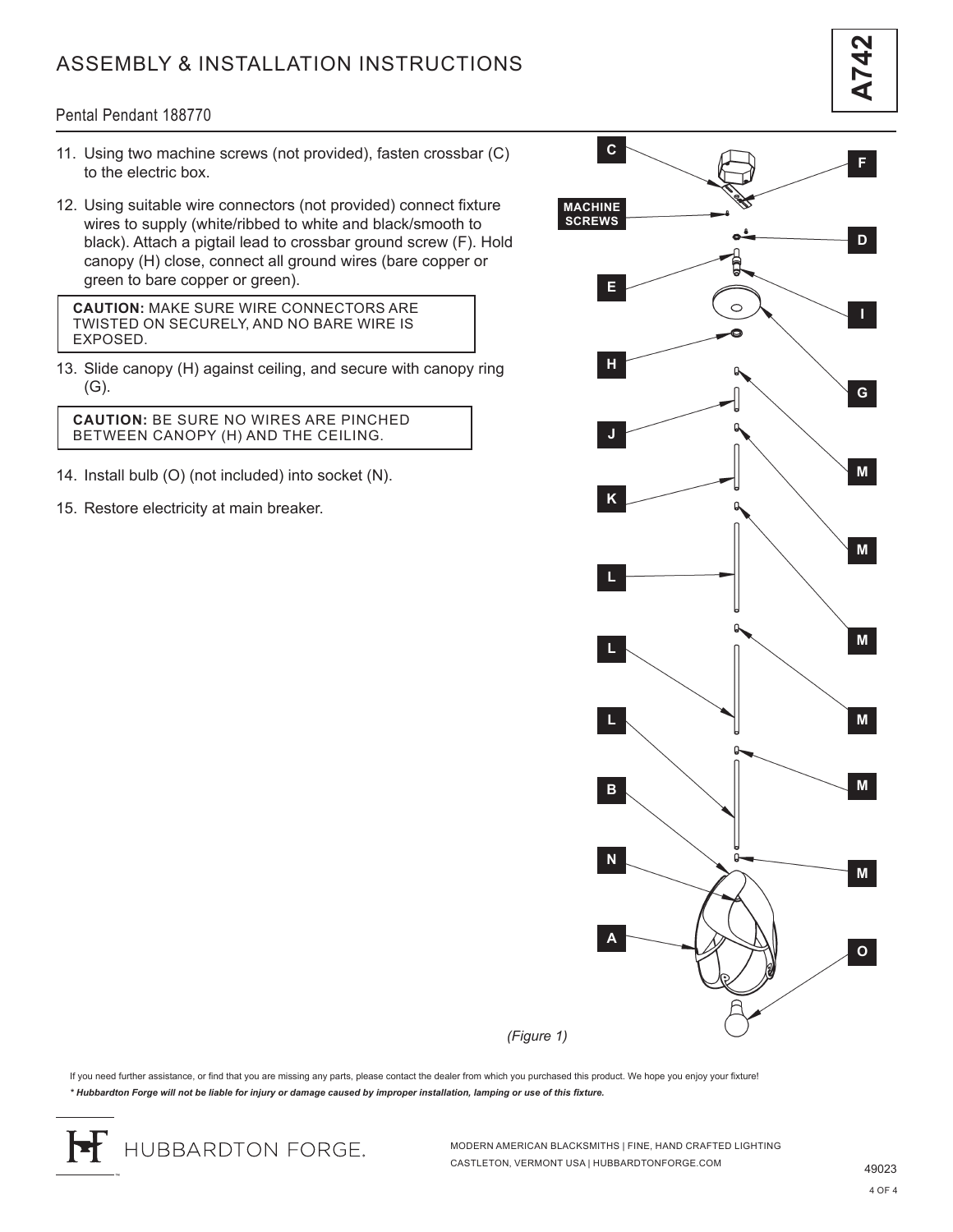# ASSEMBLY & INSTALLATION INSTRUCTIONS

A742

Pental Pendant 188770

11. Using two machine screws (not provided), fasten crossbar (C) to the electric box.
12. Using suitable wire connectors (not provided) connect fixture wires to supply (white/ribbed to white and black/smooth to black). Attach a pigtail lead to crossbar ground screw (F). Hold canopy (H) close, connect all ground wires (bare copper or green to bare copper or green).

**CAUTION:** MAKE SURE WIRE CONNECTORS ARE TWISTED ON SECURELY, AND NO BARE WIRE IS EXPOSED.

13. Slide canopy (H) against ceiling, and secure with canopy ring (G).

**CAUTION:** BE SURE NO WIRES ARE PINCHED BETWEEN CANOPY (H) AND THE CEILING.

14. Install bulb (O) (not included) into socket (N).
15. Restore electricity at main breaker.

C
F
MACHINE SCREWS
D
E
I
H
G
J
M
K
M
L
M
L
M
L
M
B
N
M
A
O

*(Figure 1)*

If you need further assistance, or find that you are missing any parts, please contact the dealer from which you purchased this product. We hope you enjoy your fixture!

***\* Hubbardton Forge will not be liable for injury or damage caused by improper installation, lamping or use of this fixture.***

HUBBARDTON FORGE.

MODERN AMERICAN BLACKSMITHS | FINE, HAND CRAFTED LIGHTING
CASTLETON, VERMONT USA | HUBBARDTONFORGE.COM

49023